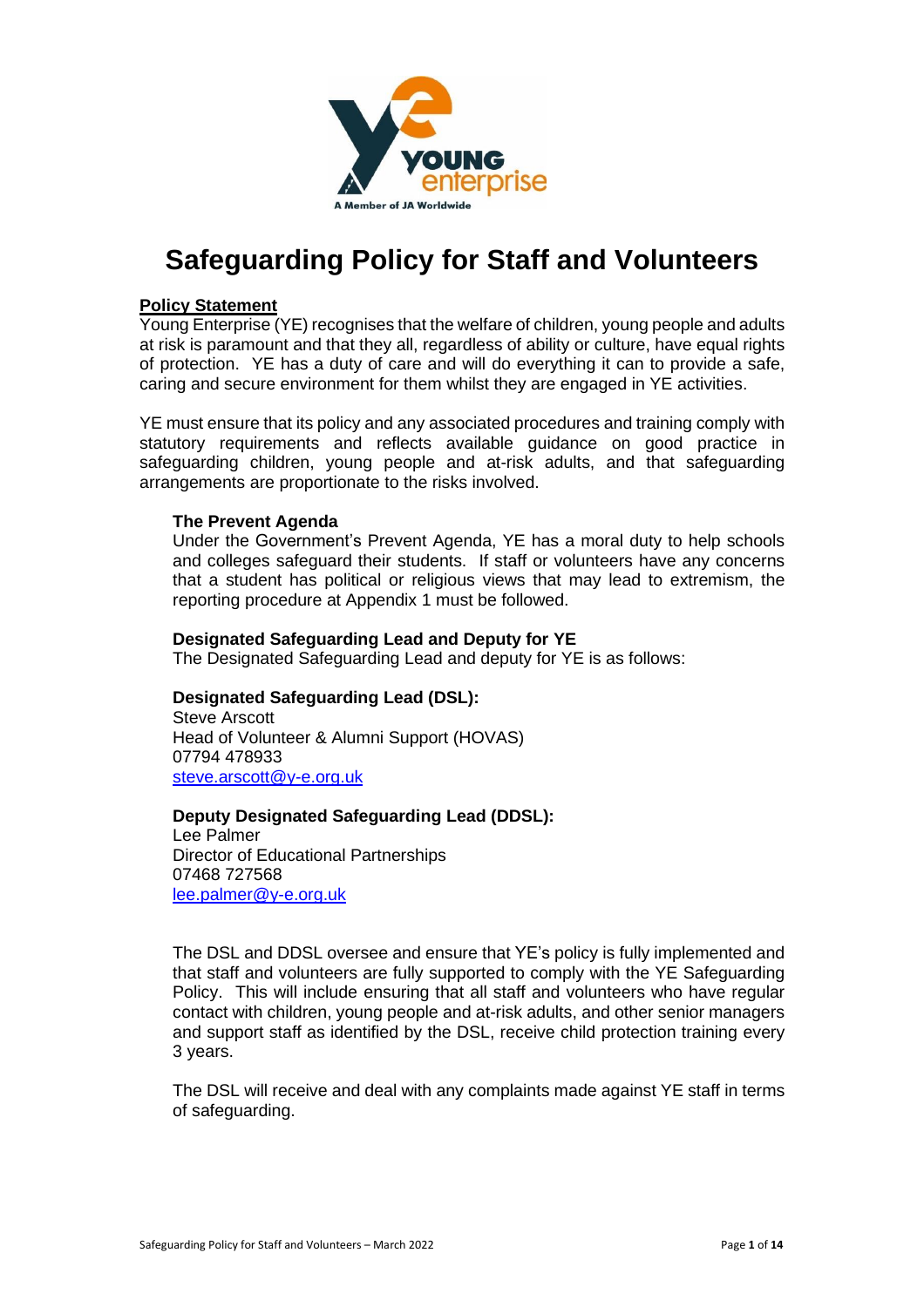# Safeguarding Policy for Staff and Volunteers

## Policy Statement

Young Enterprise (YE) recognises that the welfare of children, young people and adults at risk is paramount and that they all, regardless of ability or culture, have equal rights of protection. YE has a duty of care and will do everything it can to provide a safe, caring and secure environment for them whilst they are engaged in YE activities.

YE must ensure that its policy and any associated procedures and training comply with statutory requirements and reflects available guidance on good practice in safeguarding children, young people and at-risk adults, and that safeguarding arrangements are proportionate to the risks involved.

### The Prevent Agenda

Under the Government's Prevent Agenda, YE has a moral duty to help schools and colleges safeguard their students. If staff or volunteers have any concerns that a student has political or religious views that may lead to extremism, the reporting procedure at Appendix 1 must be followed.

### Designated Safeguarding Lead and Deputy for YE

The Designated Safeguarding Lead and deputy for YE is as follows:

**Designated Safeguarding Lead (DSL):**
Steve Arscott
Head of Volunteer & Alumni Support (HOVAS)
07794 478933
steve.arscott@y-e.org.uk

**Deputy Designated Safeguarding Lead (DDSL):**
Lee Palmer
Director of Educational Partnerships
07468 727568
lee.palmer@y-e.org.uk

The DSL and DDSL oversee and ensure that YE's policy is fully implemented and that staff and volunteers are fully supported to comply with the YE Safeguarding Policy. This will include ensuring that all staff and volunteers who have regular contact with children, young people and at-risk adults, and other senior managers and support staff as identified by the DSL, receive child protection training every 3 years.

The DSL will receive and deal with any complaints made against YE staff in terms of safeguarding.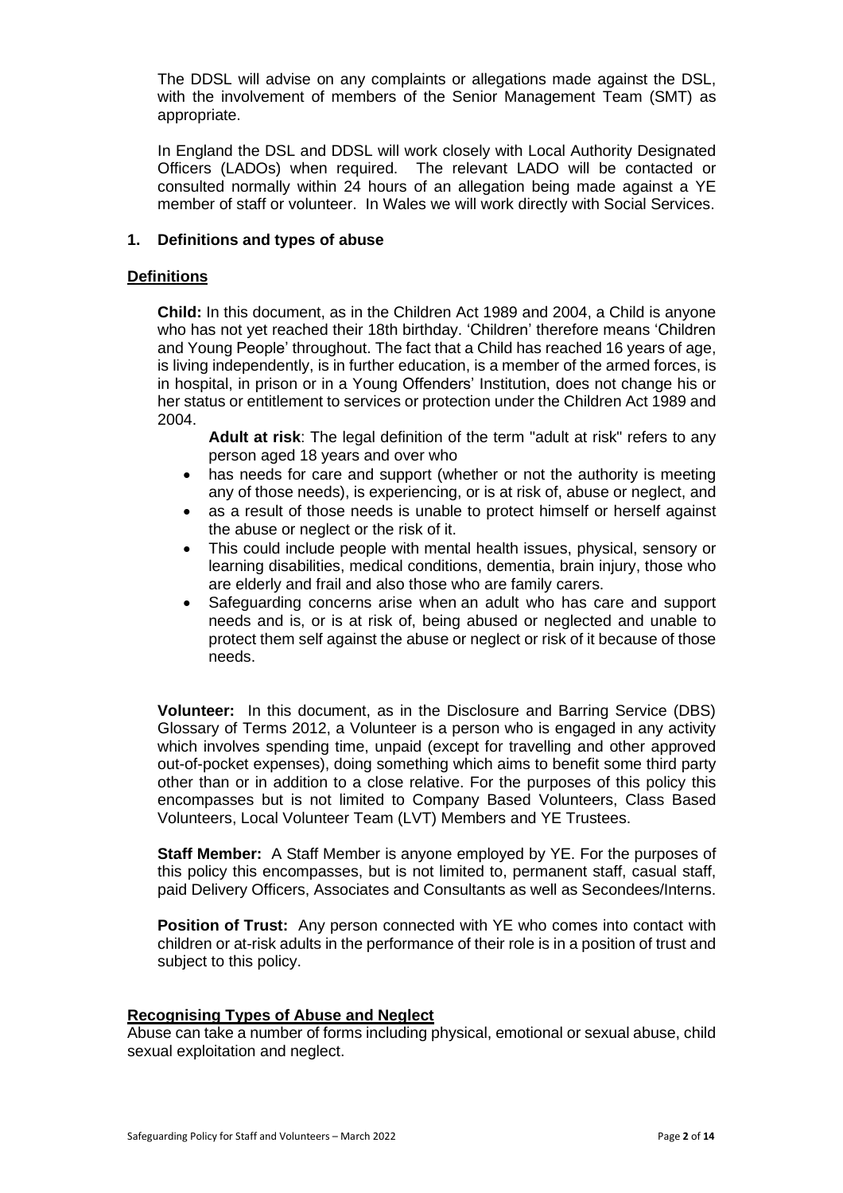The DDSL will advise on any complaints or allegations made against the DSL, with the involvement of members of the Senior Management Team (SMT) as appropriate.

In England the DSL and DDSL will work closely with Local Authority Designated Officers (LADOs) when required. The relevant LADO will be contacted or consulted normally within 24 hours of an allegation being made against a YE member of staff or volunteer. In Wales we will work directly with Social Services.

## 1. Definitions and types of abuse

### Definitions

**Child:** In this document, as in the Children Act 1989 and 2004, a Child is anyone who has not yet reached their 18th birthday. 'Children' therefore means 'Children and Young People' throughout. The fact that a Child has reached 16 years of age, is living independently, is in further education, is a member of the armed forces, is in hospital, in prison or in a Young Offenders' Institution, does not change his or her status or entitlement to services or protection under the Children Act 1989 and 2004.

**Adult at risk**: The legal definition of the term "adult at risk" refers to any person aged 18 years and over who

- has needs for care and support (whether or not the authority is meeting any of those needs), is experiencing, or is at risk of, abuse or neglect, and
- as a result of those needs is unable to protect himself or herself against the abuse or neglect or the risk of it.
- This could include people with mental health issues, physical, sensory or learning disabilities, medical conditions, dementia, brain injury, those who are elderly and frail and also those who are family carers.
- Safeguarding concerns arise when an adult who has care and support needs and is, or is at risk of, being abused or neglected and unable to protect them self against the abuse or neglect or risk of it because of those needs.

**Volunteer:** In this document, as in the Disclosure and Barring Service (DBS) Glossary of Terms 2012, a Volunteer is a person who is engaged in any activity which involves spending time, unpaid (except for travelling and other approved out-of-pocket expenses), doing something which aims to benefit some third party other than or in addition to a close relative. For the purposes of this policy this encompasses but is not limited to Company Based Volunteers, Class Based Volunteers, Local Volunteer Team (LVT) Members and YE Trustees.

**Staff Member:** A Staff Member is anyone employed by YE. For the purposes of this policy this encompasses, but is not limited to, permanent staff, casual staff, paid Delivery Officers, Associates and Consultants as well as Secondees/Interns.

**Position of Trust:** Any person connected with YE who comes into contact with children or at-risk adults in the performance of their role is in a position of trust and subject to this policy.

### Recognising Types of Abuse and Neglect

Abuse can take a number of forms including physical, emotional or sexual abuse, child sexual exploitation and neglect.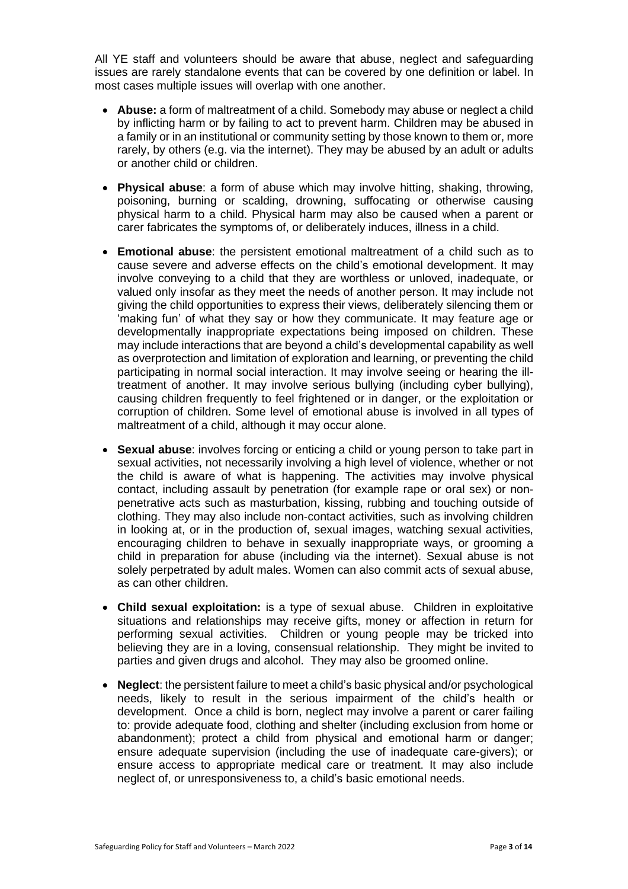All YE staff and volunteers should be aware that abuse, neglect and safeguarding issues are rarely standalone events that can be covered by one definition or label. In most cases multiple issues will overlap with one another.

- **Abuse:** a form of maltreatment of a child. Somebody may abuse or neglect a child by inflicting harm or by failing to act to prevent harm. Children may be abused in a family or in an institutional or community setting by those known to them or, more rarely, by others (e.g. via the internet). They may be abused by an adult or adults or another child or children.

- **Physical abuse**: a form of abuse which may involve hitting, shaking, throwing, poisoning, burning or scalding, drowning, suffocating or otherwise causing physical harm to a child. Physical harm may also be caused when a parent or carer fabricates the symptoms of, or deliberately induces, illness in a child.

- **Emotional abuse**: the persistent emotional maltreatment of a child such as to cause severe and adverse effects on the child's emotional development. It may involve conveying to a child that they are worthless or unloved, inadequate, or valued only insofar as they meet the needs of another person. It may include not giving the child opportunities to express their views, deliberately silencing them or 'making fun' of what they say or how they communicate. It may feature age or developmentally inappropriate expectations being imposed on children. These may include interactions that are beyond a child's developmental capability as well as overprotection and limitation of exploration and learning, or preventing the child participating in normal social interaction. It may involve seeing or hearing the ill-treatment of another. It may involve serious bullying (including cyber bullying), causing children frequently to feel frightened or in danger, or the exploitation or corruption of children. Some level of emotional abuse is involved in all types of maltreatment of a child, although it may occur alone.

- **Sexual abuse**: involves forcing or enticing a child or young person to take part in sexual activities, not necessarily involving a high level of violence, whether or not the child is aware of what is happening. The activities may involve physical contact, including assault by penetration (for example rape or oral sex) or non-penetrative acts such as masturbation, kissing, rubbing and touching outside of clothing. They may also include non-contact activities, such as involving children in looking at, or in the production of, sexual images, watching sexual activities, encouraging children to behave in sexually inappropriate ways, or grooming a child in preparation for abuse (including via the internet). Sexual abuse is not solely perpetrated by adult males. Women can also commit acts of sexual abuse, as can other children.

- **Child sexual exploitation:** is a type of sexual abuse. Children in exploitative situations and relationships may receive gifts, money or affection in return for performing sexual activities. Children or young people may be tricked into believing they are in a loving, consensual relationship. They might be invited to parties and given drugs and alcohol. They may also be groomed online.

- **Neglect**: the persistent failure to meet a child's basic physical and/or psychological needs, likely to result in the serious impairment of the child's health or development. Once a child is born, neglect may involve a parent or carer failing to: provide adequate food, clothing and shelter (including exclusion from home or abandonment); protect a child from physical and emotional harm or danger; ensure adequate supervision (including the use of inadequate care-givers); or ensure access to appropriate medical care or treatment. It may also include neglect of, or unresponsiveness to, a child's basic emotional needs.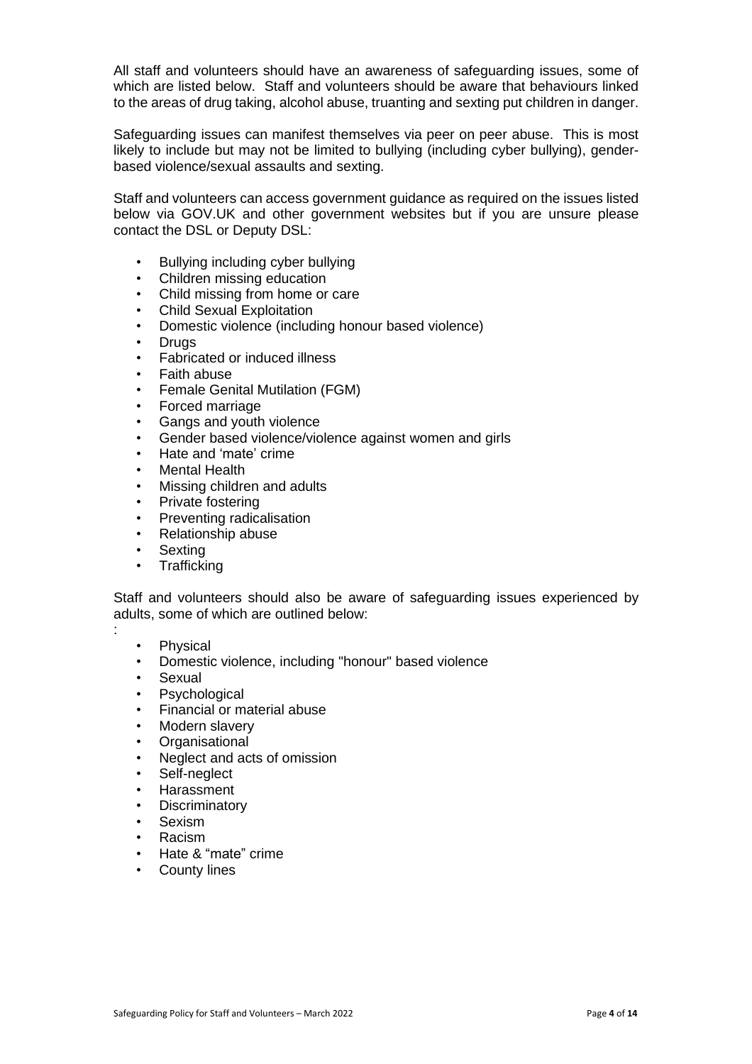All staff and volunteers should have an awareness of safeguarding issues, some of which are listed below. Staff and volunteers should be aware that behaviours linked to the areas of drug taking, alcohol abuse, truanting and sexting put children in danger.

Safeguarding issues can manifest themselves via peer on peer abuse. This is most likely to include but may not be limited to bullying (including cyber bullying), gender-based violence/sexual assaults and sexting.

Staff and volunteers can access government guidance as required on the issues listed below via GOV.UK and other government websites but if you are unsure please contact the DSL or Deputy DSL:

- Bullying including cyber bullying
- Children missing education
- Child missing from home or care
- Child Sexual Exploitation
- Domestic violence (including honour based violence)
- Drugs
- Fabricated or induced illness
- Faith abuse
- Female Genital Mutilation (FGM)
- Forced marriage
- Gangs and youth violence
- Gender based violence/violence against women and girls
- Hate and 'mate' crime
- Mental Health
- Missing children and adults
- Private fostering
- Preventing radicalisation
- Relationship abuse
- Sexting
- Trafficking

Staff and volunteers should also be aware of safeguarding issues experienced by adults, some of which are outlined below:
:

- Physical
- Domestic violence, including "honour" based violence
- Sexual
- Psychological
- Financial or material abuse
- Modern slavery
- Organisational
- Neglect and acts of omission
- Self-neglect
- Harassment
- Discriminatory
- Sexism
- Racism
- Hate & "mate" crime
- County lines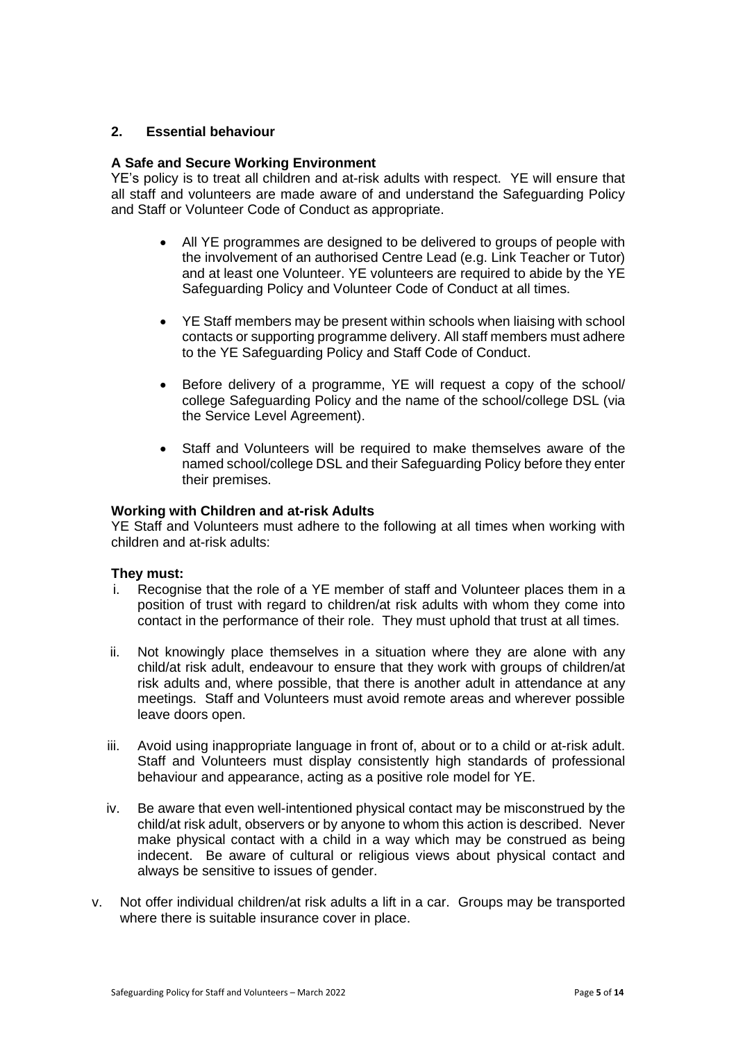## 2. Essential behaviour

### A Safe and Secure Working Environment

YE's policy is to treat all children and at-risk adults with respect. YE will ensure that all staff and volunteers are made aware of and understand the Safeguarding Policy and Staff or Volunteer Code of Conduct as appropriate.

- All YE programmes are designed to be delivered to groups of people with the involvement of an authorised Centre Lead (e.g. Link Teacher or Tutor) and at least one Volunteer. YE volunteers are required to abide by the YE Safeguarding Policy and Volunteer Code of Conduct at all times.
- YE Staff members may be present within schools when liaising with school contacts or supporting programme delivery. All staff members must adhere to the YE Safeguarding Policy and Staff Code of Conduct.
- Before delivery of a programme, YE will request a copy of the school/ college Safeguarding Policy and the name of the school/college DSL (via the Service Level Agreement).
- Staff and Volunteers will be required to make themselves aware of the named school/college DSL and their Safeguarding Policy before they enter their premises.

### Working with Children and at-risk Adults

YE Staff and Volunteers must adhere to the following at all times when working with children and at-risk adults:

**They must:**

i. Recognise that the role of a YE member of staff and Volunteer places them in a position of trust with regard to children/at risk adults with whom they come into contact in the performance of their role. They must uphold that trust at all times.

ii. Not knowingly place themselves in a situation where they are alone with any child/at risk adult, endeavour to ensure that they work with groups of children/at risk adults and, where possible, that there is another adult in attendance at any meetings. Staff and Volunteers must avoid remote areas and wherever possible leave doors open.

iii. Avoid using inappropriate language in front of, about or to a child or at-risk adult. Staff and Volunteers must display consistently high standards of professional behaviour and appearance, acting as a positive role model for YE.

iv. Be aware that even well-intentioned physical contact may be misconstrued by the child/at risk adult, observers or by anyone to whom this action is described. Never make physical contact with a child in a way which may be construed as being indecent. Be aware of cultural or religious views about physical contact and always be sensitive to issues of gender.

v. Not offer individual children/at risk adults a lift in a car. Groups may be transported where there is suitable insurance cover in place.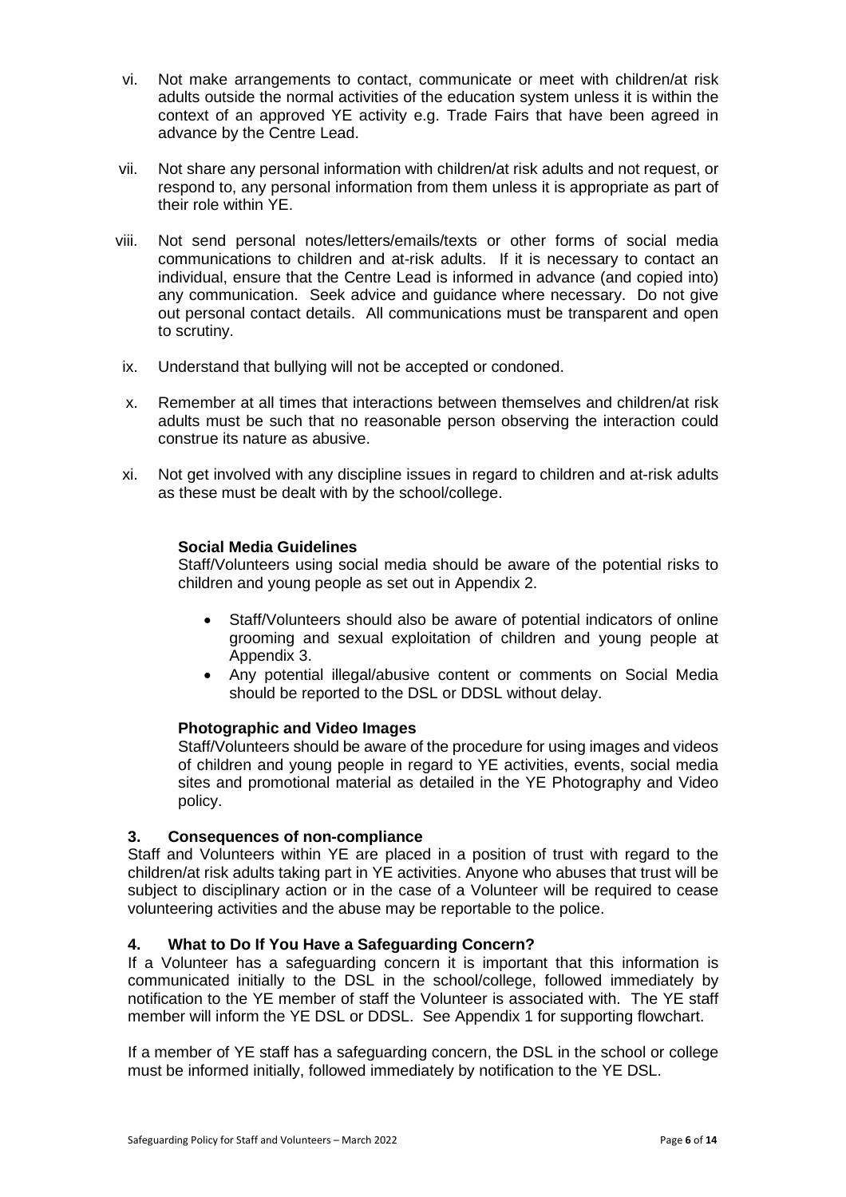vi. Not make arrangements to contact, communicate or meet with children/at risk adults outside the normal activities of the education system unless it is within the context of an approved YE activity e.g. Trade Fairs that have been agreed in advance by the Centre Lead.

vii. Not share any personal information with children/at risk adults and not request, or respond to, any personal information from them unless it is appropriate as part of their role within YE.

viii. Not send personal notes/letters/emails/texts or other forms of social media communications to children and at-risk adults. If it is necessary to contact an individual, ensure that the Centre Lead is informed in advance (and copied into) any communication. Seek advice and guidance where necessary. Do not give out personal contact details. All communications must be transparent and open to scrutiny.

ix. Understand that bullying will not be accepted or condoned.

x. Remember at all times that interactions between themselves and children/at risk adults must be such that no reasonable person observing the interaction could construe its nature as abusive.

xi. Not get involved with any discipline issues in regard to children and at-risk adults as these must be dealt with by the school/college.

**Social Media Guidelines**

Staff/Volunteers using social media should be aware of the potential risks to children and young people as set out in Appendix 2.

- Staff/Volunteers should also be aware of potential indicators of online grooming and sexual exploitation of children and young people at Appendix 3.
- Any potential illegal/abusive content or comments on Social Media should be reported to the DSL or DDSL without delay.

**Photographic and Video Images**

Staff/Volunteers should be aware of the procedure for using images and videos of children and young people in regard to YE activities, events, social media sites and promotional material as detailed in the YE Photography and Video policy.

## 3. Consequences of non-compliance

Staff and Volunteers within YE are placed in a position of trust with regard to the children/at risk adults taking part in YE activities. Anyone who abuses that trust will be subject to disciplinary action or in the case of a Volunteer will be required to cease volunteering activities and the abuse may be reportable to the police.

## 4. What to Do If You Have a Safeguarding Concern?

If a Volunteer has a safeguarding concern it is important that this information is communicated initially to the DSL in the school/college, followed immediately by notification to the YE member of staff the Volunteer is associated with. The YE staff member will inform the YE DSL or DDSL. See Appendix 1 for supporting flowchart.

If a member of YE staff has a safeguarding concern, the DSL in the school or college must be informed initially, followed immediately by notification to the YE DSL.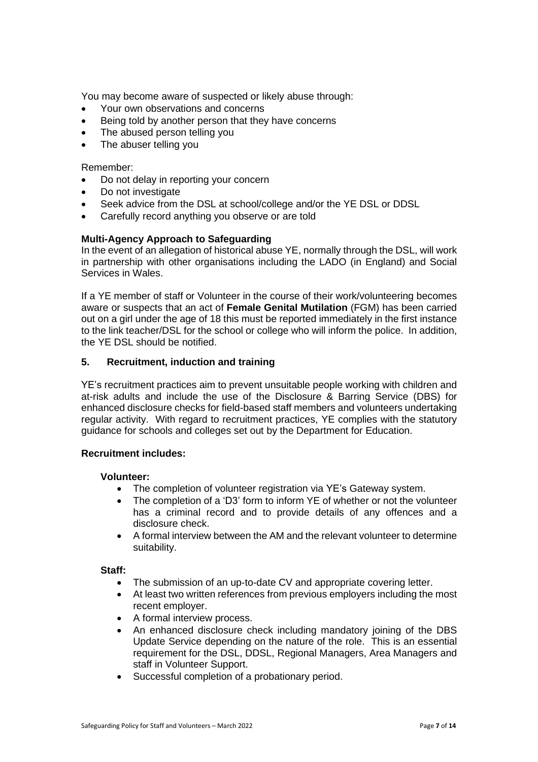You may become aware of suspected or likely abuse through:

- Your own observations and concerns
- Being told by another person that they have concerns
- The abused person telling you
- The abuser telling you

Remember:

- Do not delay in reporting your concern
- Do not investigate
- Seek advice from the DSL at school/college and/or the YE DSL or DDSL
- Carefully record anything you observe or are told

**Multi-Agency Approach to Safeguarding**

In the event of an allegation of historical abuse YE, normally through the DSL, will work in partnership with other organisations including the LADO (in England) and Social Services in Wales.

If a YE member of staff or Volunteer in the course of their work/volunteering becomes aware or suspects that an act of **Female Genital Mutilation** (FGM) has been carried out on a girl under the age of 18 this must be reported immediately in the first instance to the link teacher/DSL for the school or college who will inform the police. In addition, the YE DSL should be notified.

## 5. Recruitment, induction and training

YE's recruitment practices aim to prevent unsuitable people working with children and at-risk adults and include the use of the Disclosure & Barring Service (DBS) for enhanced disclosure checks for field-based staff members and volunteers undertaking regular activity. With regard to recruitment practices, YE complies with the statutory guidance for schools and colleges set out by the Department for Education.

**Recruitment includes:**

**Volunteer:**

- The completion of volunteer registration via YE's Gateway system.
- The completion of a 'D3' form to inform YE of whether or not the volunteer has a criminal record and to provide details of any offences and a disclosure check.
- A formal interview between the AM and the relevant volunteer to determine suitability.

**Staff:**

- The submission of an up-to-date CV and appropriate covering letter.
- At least two written references from previous employers including the most recent employer.
- A formal interview process.
- An enhanced disclosure check including mandatory joining of the DBS Update Service depending on the nature of the role. This is an essential requirement for the DSL, DDSL, Regional Managers, Area Managers and staff in Volunteer Support.
- Successful completion of a probationary period.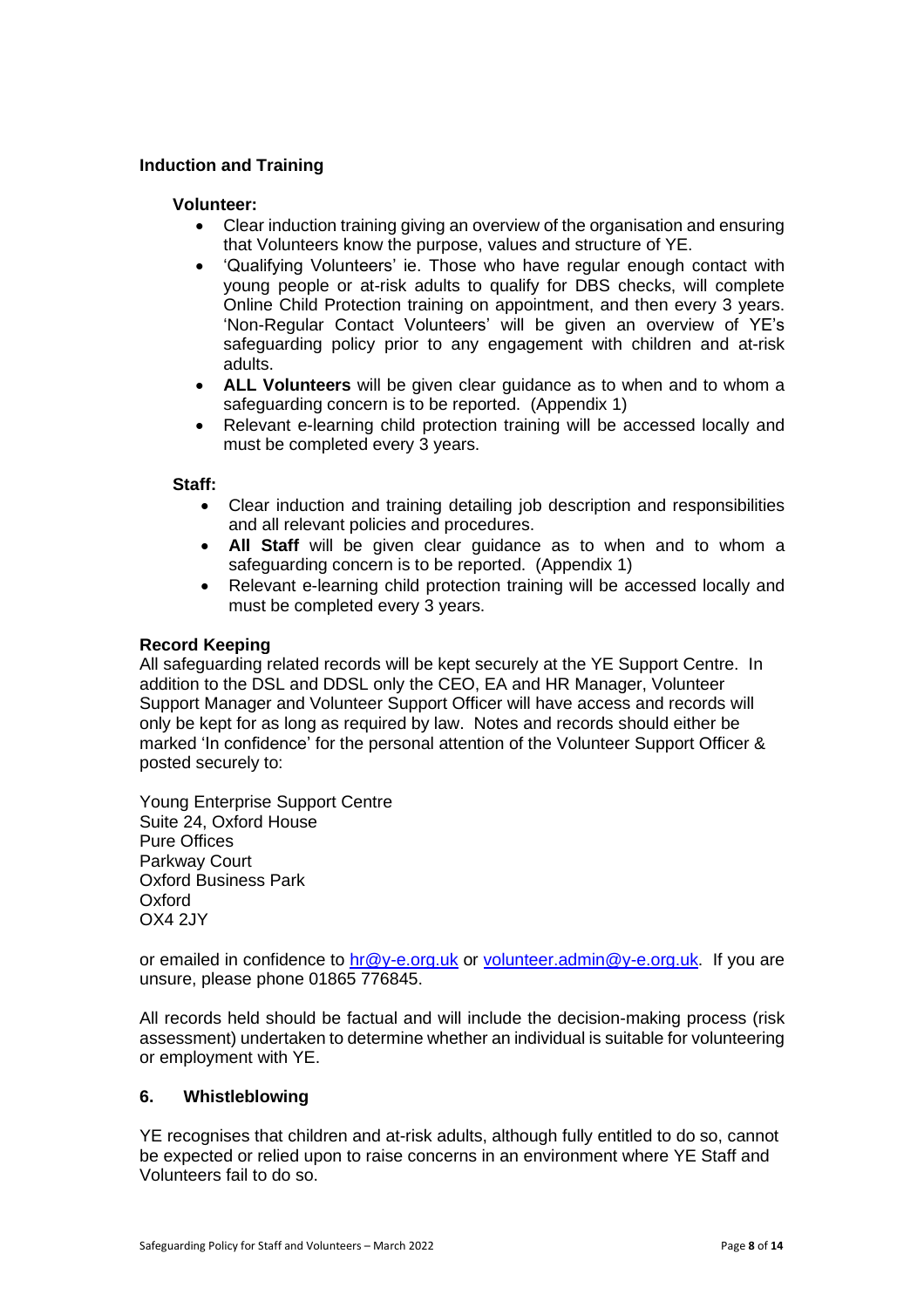### Induction and Training

**Volunteer:**

- Clear induction training giving an overview of the organisation and ensuring that Volunteers know the purpose, values and structure of YE.
- 'Qualifying Volunteers' ie. Those who have regular enough contact with young people or at-risk adults to qualify for DBS checks, will complete Online Child Protection training on appointment, and then every 3 years. 'Non-Regular Contact Volunteers' will be given an overview of YE's safeguarding policy prior to any engagement with children and at-risk adults.
- **ALL Volunteers** will be given clear guidance as to when and to whom a safeguarding concern is to be reported. (Appendix 1)
- Relevant e-learning child protection training will be accessed locally and must be completed every 3 years.

**Staff:**

- Clear induction and training detailing job description and responsibilities and all relevant policies and procedures.
- **All Staff** will be given clear guidance as to when and to whom a safeguarding concern is to be reported. (Appendix 1)
- Relevant e-learning child protection training will be accessed locally and must be completed every 3 years.

### Record Keeping

All safeguarding related records will be kept securely at the YE Support Centre. In addition to the DSL and DDSL only the CEO, EA and HR Manager, Volunteer Support Manager and Volunteer Support Officer will have access and records will only be kept for as long as required by law. Notes and records should either be marked 'In confidence' for the personal attention of the Volunteer Support Officer & posted securely to:

Young Enterprise Support Centre
Suite 24, Oxford House
Pure Offices
Parkway Court
Oxford Business Park
Oxford
OX4 2JY

or emailed in confidence to hr@y-e.org.uk or volunteer.admin@y-e.org.uk. If you are unsure, please phone 01865 776845.

All records held should be factual and will include the decision-making process (risk assessment) undertaken to determine whether an individual is suitable for volunteering or employment with YE.

## 6. Whistleblowing

YE recognises that children and at-risk adults, although fully entitled to do so, cannot be expected or relied upon to raise concerns in an environment where YE Staff and Volunteers fail to do so.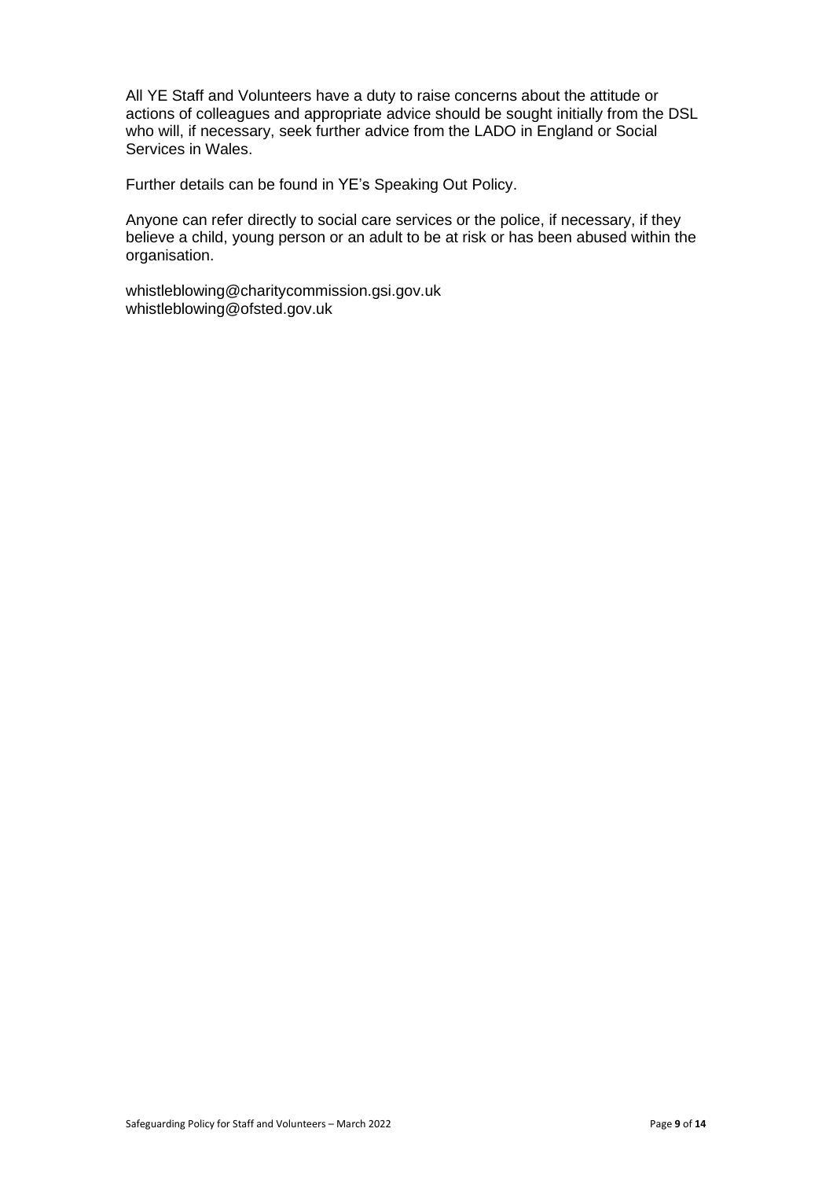All YE Staff and Volunteers have a duty to raise concerns about the attitude or actions of colleagues and appropriate advice should be sought initially from the DSL who will, if necessary, seek further advice from the LADO in England or Social Services in Wales.

Further details can be found in YE's Speaking Out Policy.

Anyone can refer directly to social care services or the police, if necessary, if they believe a child, young person or an adult to be at risk or has been abused within the organisation.

whistleblowing@charitycommission.gsi.gov.uk
whistleblowing@ofsted.gov.uk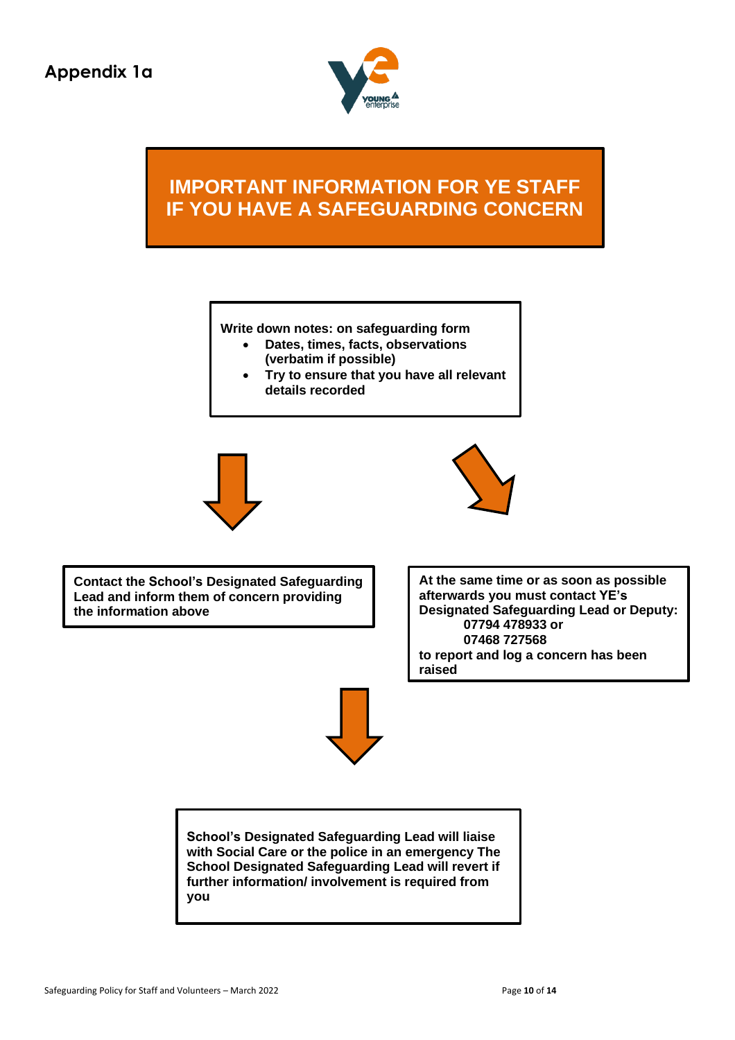## Appendix 1a

# IMPORTANT INFORMATION FOR YE STAFF IF YOU HAVE A SAFEGUARDING CONCERN

**Write down notes: on safeguarding form**

- **Dates, times, facts, observations (verbatim if possible)**
- **Try to ensure that you have all relevant details recorded**

**Contact the School's Designated Safeguarding Lead and inform them of concern providing the information above**

**At the same time or as soon as possible afterwards you must contact YE's Designated Safeguarding Lead or Deputy:**
**07794 478933 or**
**07468 727568**
**to report and log a concern has been raised**

**School's Designated Safeguarding Lead will liaise with Social Care or the police in an emergency The School Designated Safeguarding Lead will revert if further information/ involvement is required from you**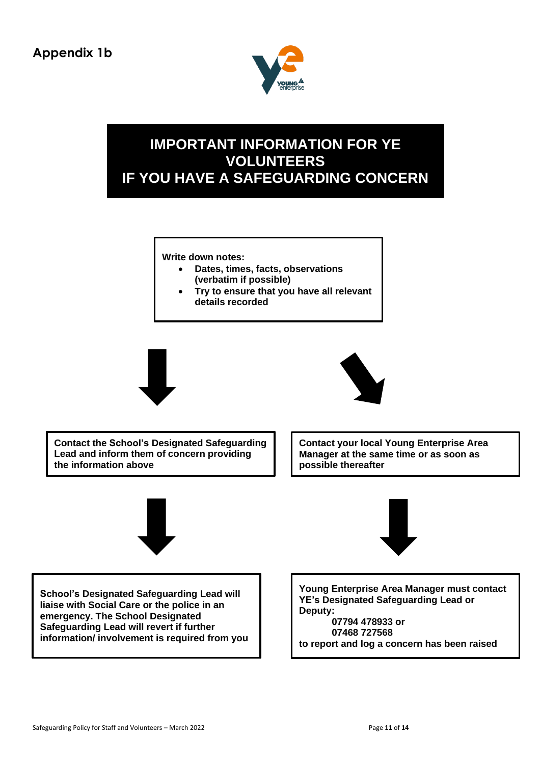## Appendix 1b

# IMPORTANT INFORMATION FOR YE VOLUNTEERS IF YOU HAVE A SAFEGUARDING CONCERN

**Write down notes:**

- **Dates, times, facts, observations (verbatim if possible)**
- **Try to ensure that you have all relevant details recorded**

**Contact the School's Designated Safeguarding Lead and inform them of concern providing the information above**

**School's Designated Safeguarding Lead will liaise with Social Care or the police in an emergency. The School Designated Safeguarding Lead will revert if further information/ involvement is required from you**

**Contact your local Young Enterprise Area Manager at the same time or as soon as possible thereafter**

**Young Enterprise Area Manager must contact YE's Designated Safeguarding Lead or Deputy:**

**07794 478933 or**
**07468 727568**

**to report and log a concern has been raised**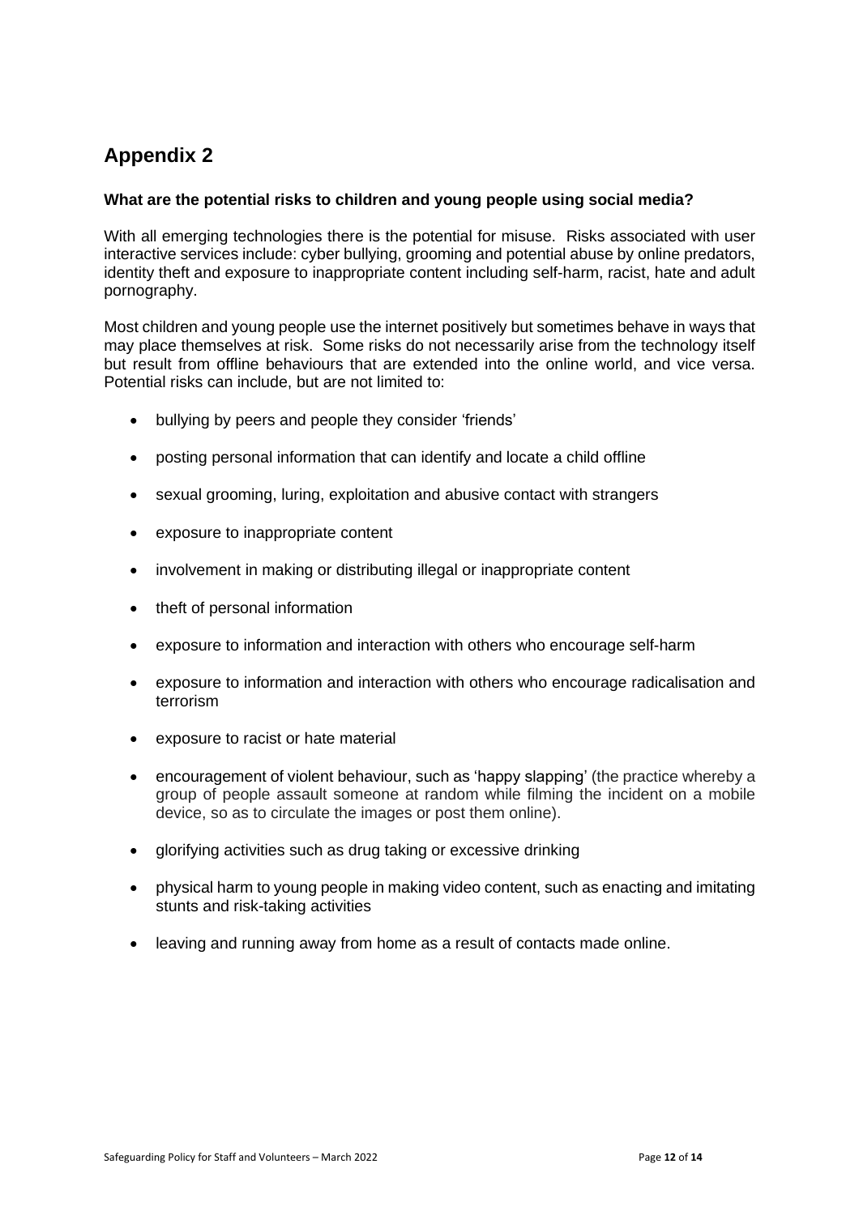## Appendix 2

**What are the potential risks to children and young people using social media?**

With all emerging technologies there is the potential for misuse. Risks associated with user interactive services include: cyber bullying, grooming and potential abuse by online predators, identity theft and exposure to inappropriate content including self-harm, racist, hate and adult pornography.

Most children and young people use the internet positively but sometimes behave in ways that may place themselves at risk. Some risks do not necessarily arise from the technology itself but result from offline behaviours that are extended into the online world, and vice versa. Potential risks can include, but are not limited to:

- bullying by peers and people they consider 'friends'
- posting personal information that can identify and locate a child offline
- sexual grooming, luring, exploitation and abusive contact with strangers
- exposure to inappropriate content
- involvement in making or distributing illegal or inappropriate content
- theft of personal information
- exposure to information and interaction with others who encourage self-harm
- exposure to information and interaction with others who encourage radicalisation and terrorism
- exposure to racist or hate material
- encouragement of violent behaviour, such as 'happy slapping' (the practice whereby a group of people assault someone at random while filming the incident on a mobile device, so as to circulate the images or post them online).
- glorifying activities such as drug taking or excessive drinking
- physical harm to young people in making video content, such as enacting and imitating stunts and risk-taking activities
- leaving and running away from home as a result of contacts made online.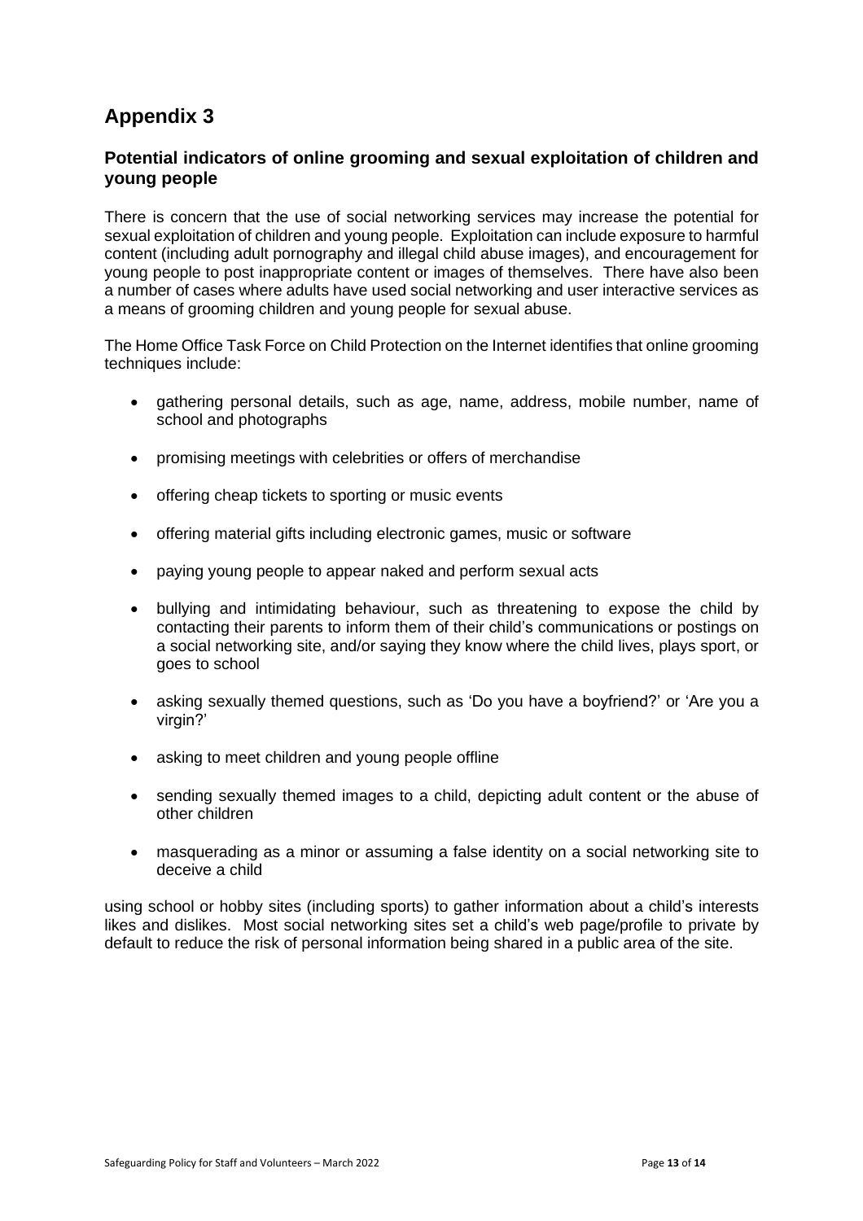# Appendix 3

## Potential indicators of online grooming and sexual exploitation of children and young people

There is concern that the use of social networking services may increase the potential for sexual exploitation of children and young people. Exploitation can include exposure to harmful content (including adult pornography and illegal child abuse images), and encouragement for young people to post inappropriate content or images of themselves. There have also been a number of cases where adults have used social networking and user interactive services as a means of grooming children and young people for sexual abuse.

The Home Office Task Force on Child Protection on the Internet identifies that online grooming techniques include:

- gathering personal details, such as age, name, address, mobile number, name of school and photographs
- promising meetings with celebrities or offers of merchandise
- offering cheap tickets to sporting or music events
- offering material gifts including electronic games, music or software
- paying young people to appear naked and perform sexual acts
- bullying and intimidating behaviour, such as threatening to expose the child by contacting their parents to inform them of their child's communications or postings on a social networking site, and/or saying they know where the child lives, plays sport, or goes to school
- asking sexually themed questions, such as 'Do you have a boyfriend?' or 'Are you a virgin?'
- asking to meet children and young people offline
- sending sexually themed images to a child, depicting adult content or the abuse of other children
- masquerading as a minor or assuming a false identity on a social networking site to deceive a child

using school or hobby sites (including sports) to gather information about a child's interests likes and dislikes. Most social networking sites set a child's web page/profile to private by default to reduce the risk of personal information being shared in a public area of the site.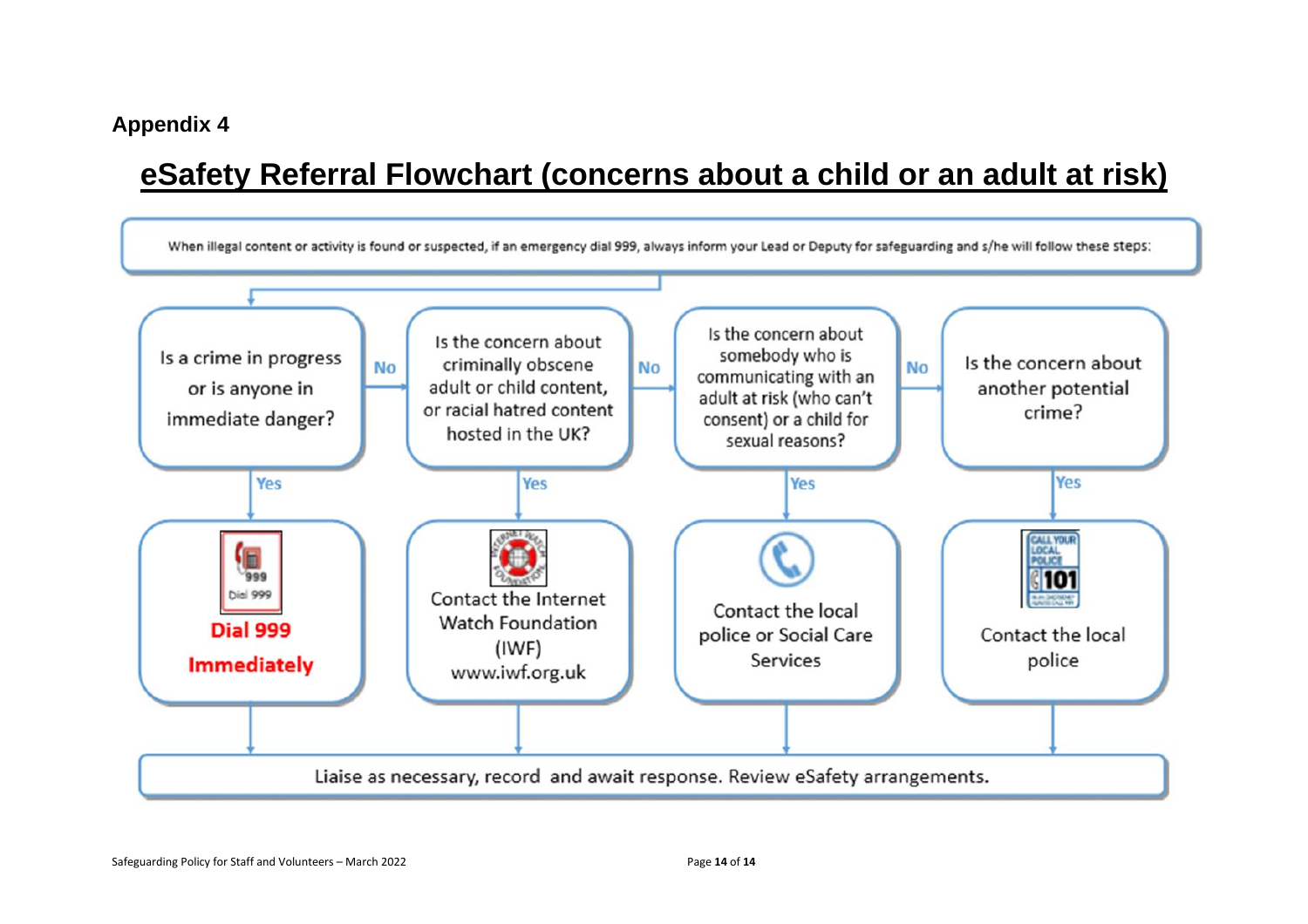**Appendix 4**

# eSafety Referral Flowchart (concerns about a child or an adult at risk)

When illegal content or activity is found or suspected, if an emergency dial 999, always inform your Lead or Deputy for safeguarding and s/he will follow these steps:

Is a crime in progress or is anyone in immediate danger?

No

Yes

Dial 999

Dial 999 Immediately

Is the concern about criminally obscene adult or child content, or racial hatred content hosted in the UK?

No

Yes

Contact the Internet Watch Foundation (IWF) www.iwf.org.uk

Is the concern about somebody who is communicating with an adult at risk (who can't consent) or a child for sexual reasons?

No

Yes

Contact the local police or Social Care Services

Is the concern about another potential crime?

Yes

CALL YOUR LOCAL POLICE 101

Contact the local police

Liaise as necessary, record and await response. Review eSafety arrangements.